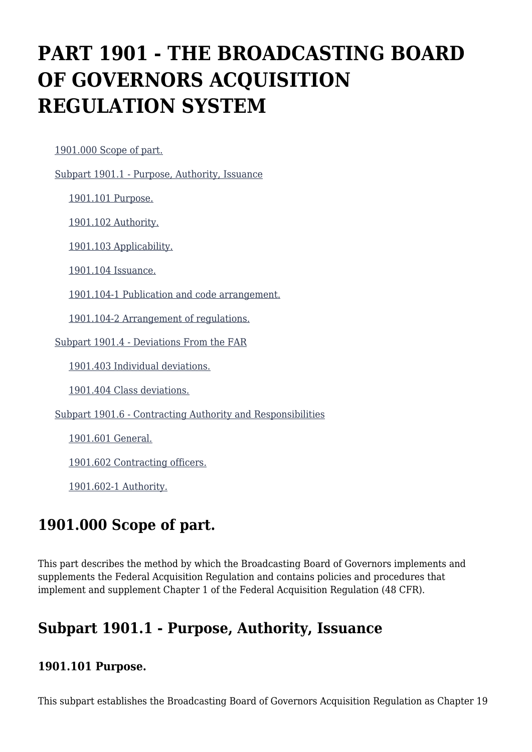# PART 1901 - THE BROADCASTING BOARD OF GOVERNORS ACQUISITION REGULATION SYSTEM

- 1901.000 Scope of part.
- Subpart 1901.1 - Purpose, Authority, Issuance
  - 1901.101 Purpose.
  - 1901.102 Authority.
  - 1901.103 Applicability.
  - 1901.104 Issuance.
  - 1901.104-1 Publication and code arrangement.
  - 1901.104-2 Arrangement of regulations.
- Subpart 1901.4 - Deviations From the FAR
  - 1901.403 Individual deviations.
  - 1901.404 Class deviations.
- Subpart 1901.6 - Contracting Authority and Responsibilities
  - 1901.601 General.
  - 1901.602 Contracting officers.
  - 1901.602-1 Authority.

## 1901.000 Scope of part.

This part describes the method by which the Broadcasting Board of Governors implements and supplements the Federal Acquisition Regulation and contains policies and procedures that implement and supplement Chapter 1 of the Federal Acquisition Regulation (48 CFR).

## Subpart 1901.1 - Purpose, Authority, Issuance

### 1901.101 Purpose.

This subpart establishes the Broadcasting Board of Governors Acquisition Regulation as Chapter 19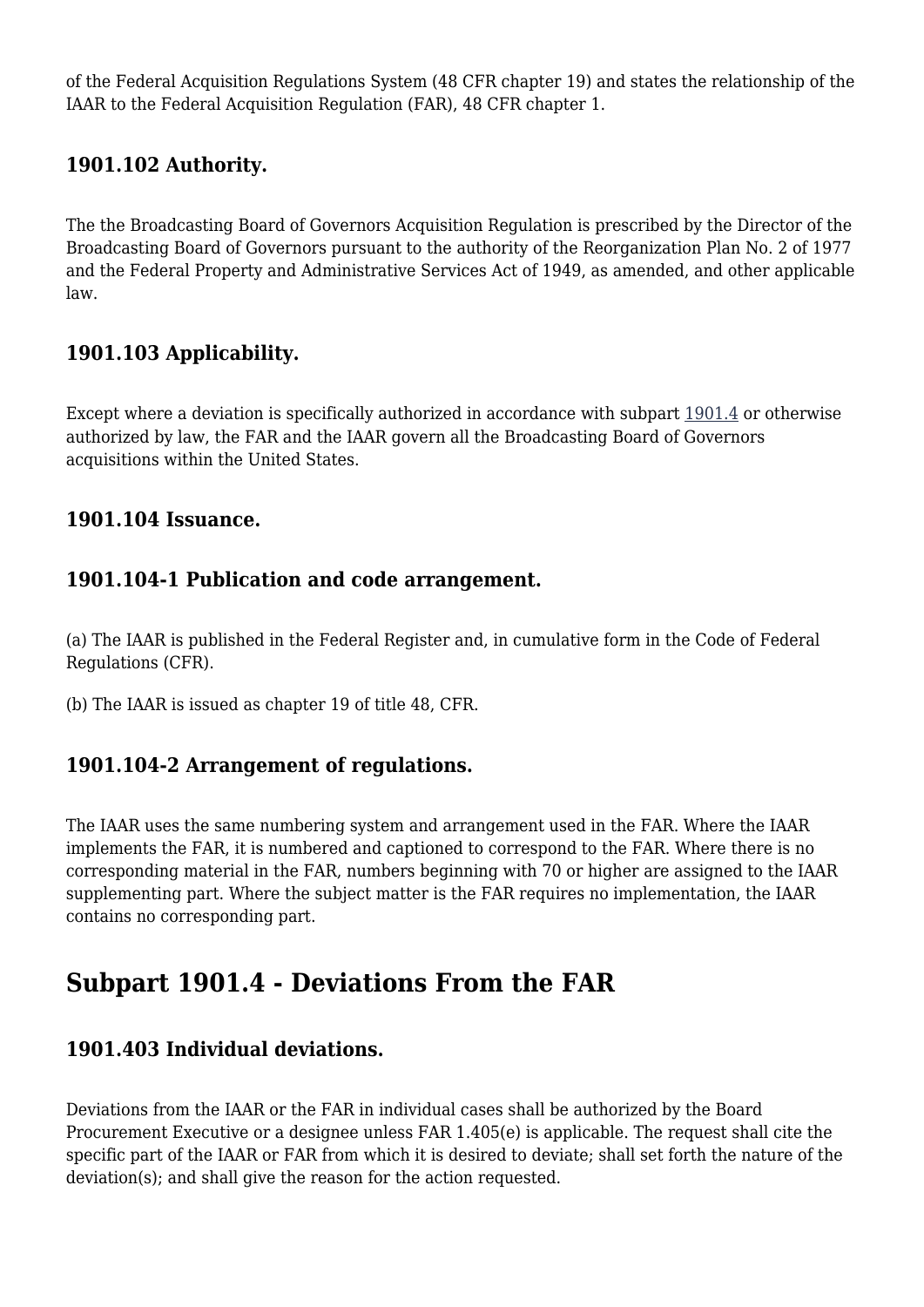of the Federal Acquisition Regulations System (48 CFR chapter 19) and states the relationship of the IAAR to the Federal Acquisition Regulation (FAR), 48 CFR chapter 1.

### 1901.102 Authority.

The the Broadcasting Board of Governors Acquisition Regulation is prescribed by the Director of the Broadcasting Board of Governors pursuant to the authority of the Reorganization Plan No. 2 of 1977 and the Federal Property and Administrative Services Act of 1949, as amended, and other applicable law.

### 1901.103 Applicability.

Except where a deviation is specifically authorized in accordance with subpart 1901.4 or otherwise authorized by law, the FAR and the IAAR govern all the Broadcasting Board of Governors acquisitions within the United States.

### 1901.104 Issuance.

### 1901.104-1 Publication and code arrangement.

(a) The IAAR is published in the Federal Register and, in cumulative form in the Code of Federal Regulations (CFR).

(b) The IAAR is issued as chapter 19 of title 48, CFR.

### 1901.104-2 Arrangement of regulations.

The IAAR uses the same numbering system and arrangement used in the FAR. Where the IAAR implements the FAR, it is numbered and captioned to correspond to the FAR. Where there is no corresponding material in the FAR, numbers beginning with 70 or higher are assigned to the IAAR supplementing part. Where the subject matter is the FAR requires no implementation, the IAAR contains no corresponding part.

## Subpart 1901.4 - Deviations From the FAR

### 1901.403 Individual deviations.

Deviations from the IAAR or the FAR in individual cases shall be authorized by the Board Procurement Executive or a designee unless FAR 1.405(e) is applicable. The request shall cite the specific part of the IAAR or FAR from which it is desired to deviate; shall set forth the nature of the deviation(s); and shall give the reason for the action requested.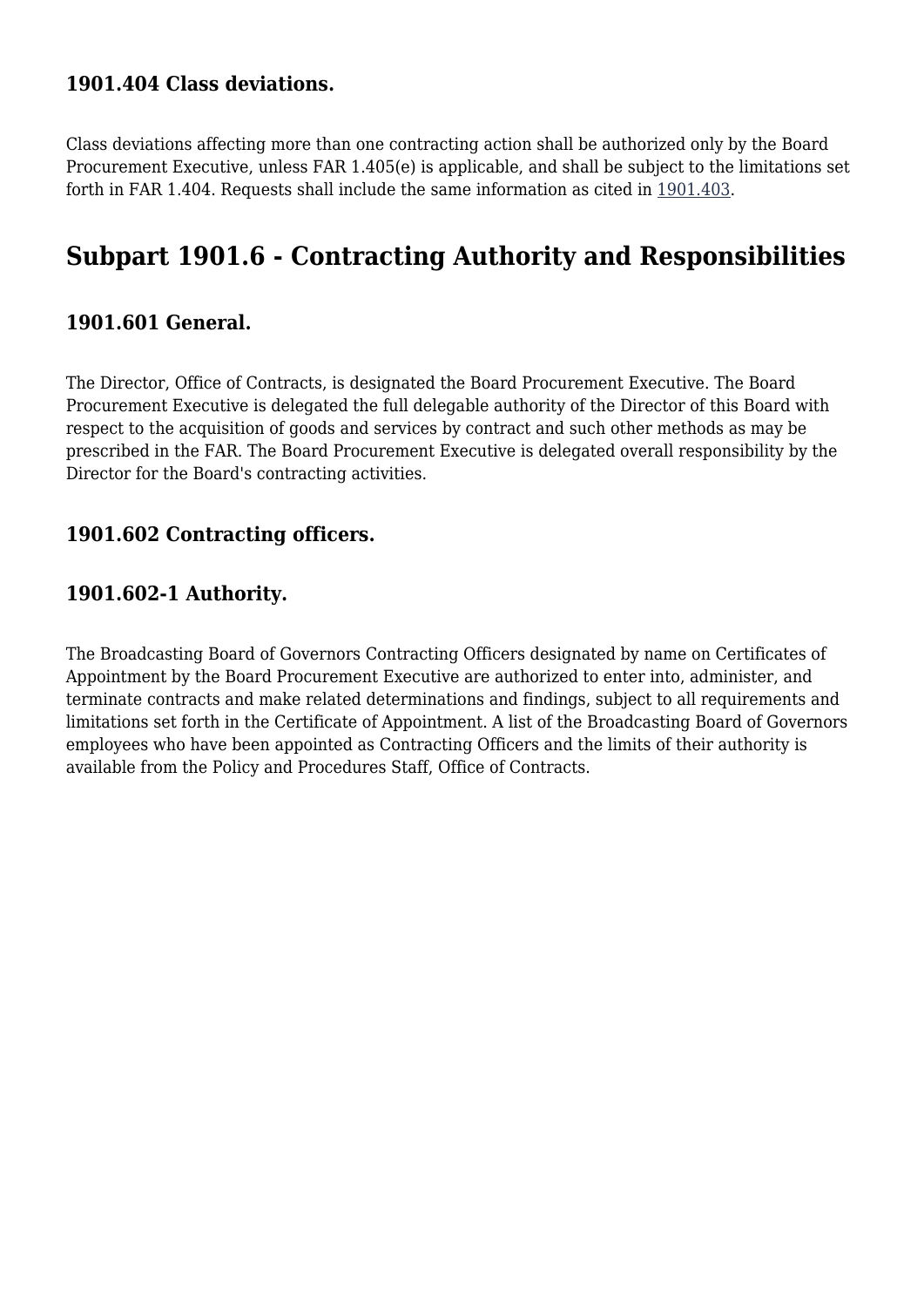### 1901.404 Class deviations.

Class deviations affecting more than one contracting action shall be authorized only by the Board Procurement Executive, unless FAR 1.405(e) is applicable, and shall be subject to the limitations set forth in FAR 1.404. Requests shall include the same information as cited in 1901.403.

## Subpart 1901.6 - Contracting Authority and Responsibilities

### 1901.601 General.

The Director, Office of Contracts, is designated the Board Procurement Executive. The Board Procurement Executive is delegated the full delegable authority of the Director of this Board with respect to the acquisition of goods and services by contract and such other methods as may be prescribed in the FAR. The Board Procurement Executive is delegated overall responsibility by the Director for the Board's contracting activities.

### 1901.602 Contracting officers.

### 1901.602-1 Authority.

The Broadcasting Board of Governors Contracting Officers designated by name on Certificates of Appointment by the Board Procurement Executive are authorized to enter into, administer, and terminate contracts and make related determinations and findings, subject to all requirements and limitations set forth in the Certificate of Appointment. A list of the Broadcasting Board of Governors employees who have been appointed as Contracting Officers and the limits of their authority is available from the Policy and Procedures Staff, Office of Contracts.